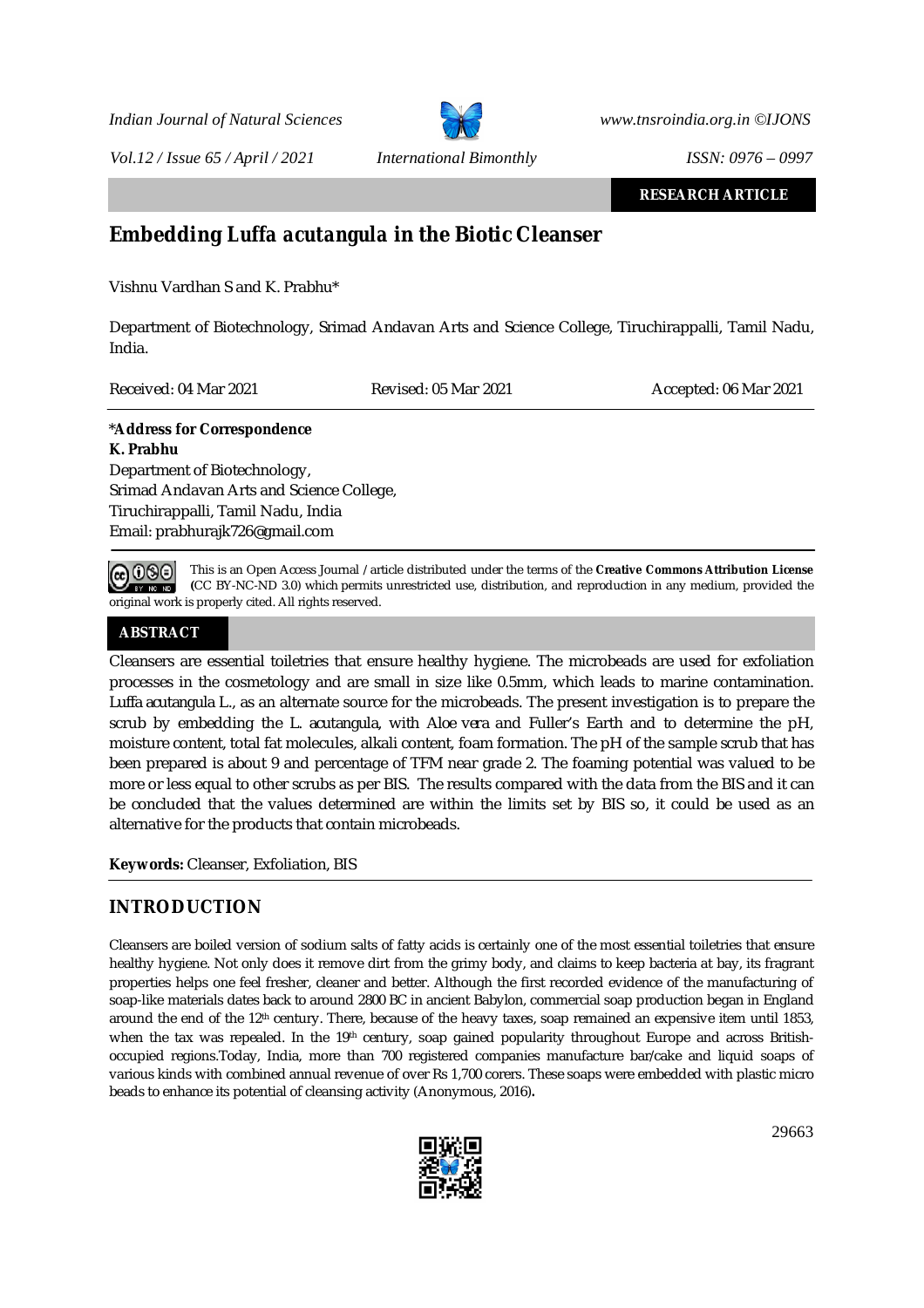**RESEARCH ARTICLE**

# Embedding *Luffa acutangula* in the Biotic Cleanser

Vishnu Vardhan S and K. Prabhu*

Department of Biotechnology, Srimad Andavan Arts and Science College, Tiruchirappalli, Tamil Nadu, India.

Received: 04 Mar 2021 Revised: 05 Mar 2021 Accepted: 06 Mar 2021

***Address for Correspondence**
**K. Prabhu**
Department of Biotechnology,
Srimad Andavan Arts and Science College,
Tiruchirappalli, Tamil Nadu, India
Email: prabhurajk726@gmail.com

This is an Open Access Journal / article distributed under the terms of the **Creative Commons Attribution License** (CC BY-NC-ND 3.0) which permits unrestricted use, distribution, and reproduction in any medium, provided the original work is properly cited. All rights reserved.

## ABSTRACT

Cleansers are essential toiletries that ensure healthy hygiene. The microbeads are used for exfoliation processes in the cosmetology and are small in size like 0.5mm, which leads to marine contamination. *Luffa acutangula* L., as an alternate source for the microbeads. The present investigation is to prepare the scrub by embedding the *L. acutangula*, with *Aloe vera* and Fuller's Earth and to determine the pH, moisture content, total fat molecules, alkali content, foam formation. The pH of the sample scrub that has been prepared is about 9 and percentage of TFM near grade 2. The foaming potential was valued to be more or less equal to other scrubs as per BIS. The results compared with the data from the BIS and it can be concluded that the values determined are within the limits set by BIS so, it could be used as an alternative for the products that contain microbeads.

**Keywords:** Cleanser, Exfoliation, BIS

## INTRODUCTION

Cleansers are boiled version of sodium salts of fatty acids is certainly one of the most essential toiletries that ensure healthy hygiene. Not only does it remove dirt from the grimy body, and claims to keep bacteria at bay, its fragrant properties helps one feel fresher, cleaner and better. Although the first recorded evidence of the manufacturing of soap-like materials dates back to around 2800 BC in ancient Babylon, commercial soap production began in England around the end of the 12th century. There, because of the heavy taxes, soap remained an expensive item until 1853, when the tax was repealed. In the 19th century, soap gained popularity throughout Europe and across British-occupied regions.Today, India, more than 700 registered companies manufacture bar/cake and liquid soaps of various kinds with combined annual revenue of over Rs 1,700 corers. These soaps were embedded with plastic micro beads to enhance its potential of cleansing activity (Anonymous, 2016)**.**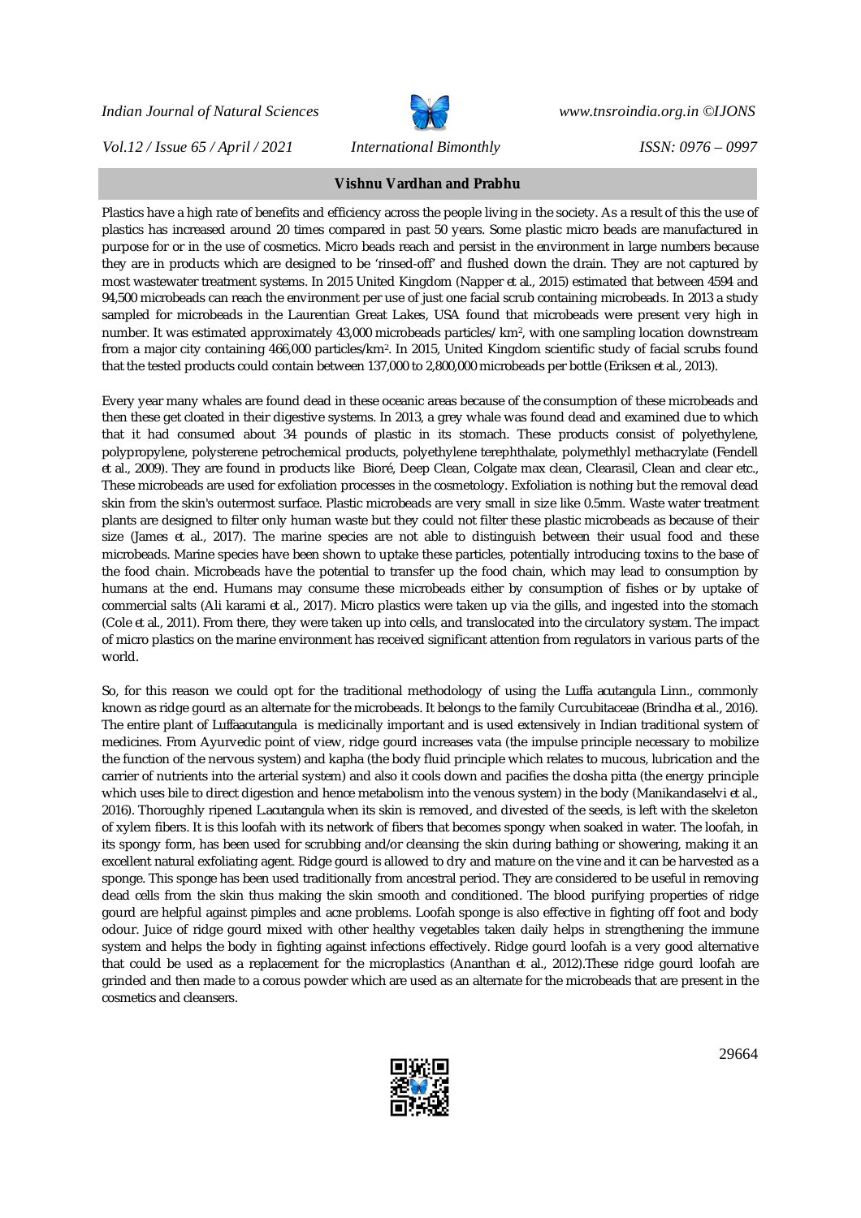Plastics have a high rate of benefits and efficiency across the people living in the society. As a result of this the use of plastics has increased around 20 times compared in past 50 years. Some plastic micro beads are manufactured in purpose for or in the use of cosmetics. Micro beads reach and persist in the environment in large numbers because they are in products which are designed to be 'rinsed-off' and flushed down the drain. They are not captured by most wastewater treatment systems. In 2015 United Kingdom (Napper et al., 2015) estimated that between 4594 and 94,500 microbeads can reach the environment per use of just one facial scrub containing microbeads. In 2013 a study sampled for microbeads in the Laurentian Great Lakes, USA found that microbeads were present very high in number. It was estimated approximately 43,000 microbeads particles/ km$^2$, with one sampling location downstream from a major city containing 466,000 particles/km$^2$. In 2015, United Kingdom scientific study of facial scrubs found that the tested products could contain between 137,000 to 2,800,000 microbeads per bottle (Eriksen et al., 2013).

Every year many whales are found dead in these oceanic areas because of the consumption of these microbeads and then these get cloated in their digestive systems. In 2013, a grey whale was found dead and examined due to which that it had consumed about 34 pounds of plastic in its stomach. These products consist of polyethylene, polypropylene, polysterene petrochemical products, polyethylene terephthalate, polymethlyl methacrylate (Fendell et al., 2009). They are found in products like Bioré, Deep Clean, Colgate max clean, Clearasil, Clean and clear etc., These microbeads are used for exfoliation processes in the cosmetology. Exfoliation is nothing but the removal dead skin from the skin's outermost surface. Plastic microbeads are very small in size like 0.5mm. Waste water treatment plants are designed to filter only human waste but they could not filter these plastic microbeads as because of their size (James et al., 2017). The marine species are not able to distinguish between their usual food and these microbeads. Marine species have been shown to uptake these particles, potentially introducing toxins to the base of the food chain. Microbeads have the potential to transfer up the food chain, which may lead to consumption by humans at the end. Humans may consume these microbeads either by consumption of fishes or by uptake of commercial salts (Ali karami et al., 2017). Micro plastics were taken up via the gills, and ingested into the stomach (Cole et al., 2011). From there, they were taken up into cells, and translocated into the circulatory system. The impact of micro plastics on the marine environment has received significant attention from regulators in various parts of the world.

So, for this reason we could opt for the traditional methodology of using the *Luffa acutangula* Linn., commonly known as ridge gourd as an alternate for the microbeads. It belongs to the family Curcubitaceae (Brindha et al., 2016). The entire plant of *Luffaacutangula* is medicinally important and is used extensively in Indian traditional system of medicines. From Ayurvedic point of view, ridge gourd increases vata (the impulse principle necessary to mobilize the function of the nervous system) and kapha (the body fluid principle which relates to mucous, lubrication and the carrier of nutrients into the arterial system) and also it cools down and pacifies the dosha pitta (the energy principle which uses bile to direct digestion and hence metabolism into the venous system) in the body (Manikandaselvi et al., 2016). Thoroughly ripened *L.acutangula* when its skin is removed, and divested of the seeds, is left with the skeleton of xylem fibers. It is this loofah with its network of fibers that becomes spongy when soaked in water. The loofah, in its spongy form, has been used for scrubbing and/or cleansing the skin during bathing or showering, making it an excellent natural exfoliating agent. Ridge gourd is allowed to dry and mature on the vine and it can be harvested as a sponge. This sponge has been used traditionally from ancestral period. They are considered to be useful in removing dead cells from the skin thus making the skin smooth and conditioned. The blood purifying properties of ridge gourd are helpful against pimples and acne problems. Loofah sponge is also effective in fighting off foot and body odour. Juice of ridge gourd mixed with other healthy vegetables taken daily helps in strengthening the immune system and helps the body in fighting against infections effectively. Ridge gourd loofah is a very good alternative that could be used as a replacement for the microplastics (Ananthan et al., 2012).These ridge gourd loofah are grinded and then made to a corous powder which are used as an alternate for the microbeads that are present in the cosmetics and cleansers.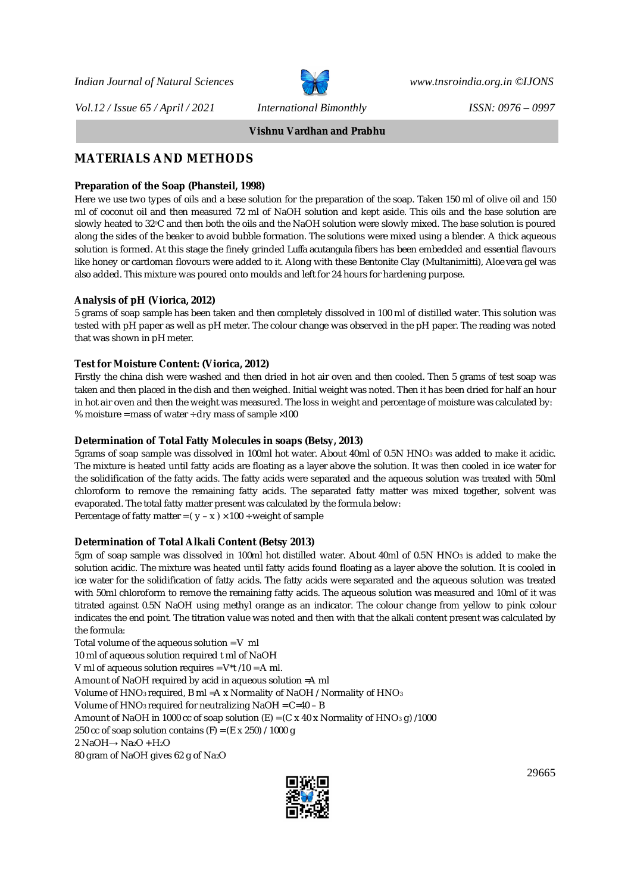## MATERIALS AND METHODS

### Preparation of the Soap (Phansteil, 1998)

Here we use two types of oils and a base solution for the preparation of the soap. Taken 150 ml of olive oil and 150 ml of coconut oil and then measured 72 ml of NaOH solution and kept aside. This oils and the base solution are slowly heated to 32°C and then both the oils and the NaOH solution were slowly mixed. The base solution is poured along the sides of the beaker to avoid bubble formation. The solutions were mixed using a blender. A thick aqueous solution is formed. At this stage the finely grinded *Luffa acutangula* fibers has been embedded and essential flavours like honey or cardoman flovours were added to it. Along with these Bentonite Clay (Multanimitti), *Aloe vera* gel was also added. This mixture was poured onto moulds and left for 24 hours for hardening purpose.

### Analysis of pH (Viorica, 2012)

5 grams of soap sample has been taken and then completely dissolved in 100 ml of distilled water. This solution was tested with pH paper as well as pH meter. The colour change was observed in the pH paper. The reading was noted that was shown in pH meter.

### Test for Moisture Content: (Viorica, 2012)

Firstly the china dish were washed and then dried in hot air oven and then cooled. Then 5 grams of test soap was taken and then placed in the dish and then weighed. Initial weight was noted. Then it has been dried for half an hour in hot air oven and then the weight was measured. The loss in weight and percentage of moisture was calculated by:

% moisture = mass of water ÷ dry mass of sample × 100

### Determination of Total Fatty Molecules in soaps (Betsy, 2013)

5grams of soap sample was dissolved in 100ml hot water. About 40ml of 0.5N $HNO_3$ was added to make it acidic. The mixture is heated until fatty acids are floating as a layer above the solution. It was then cooled in ice water for the solidification of the fatty acids. The fatty acids were separated and the aqueous solution was treated with 50ml chloroform to remove the remaining fatty acids. The separated fatty matter was mixed together, solvent was evaporated. The total fatty matter present was calculated by the formula below:

Percentage of fatty matter = $( y - x ) \times 100 \div$ weight of sample

### Determination of Total Alkali Content (Betsy 2013)

5gm of soap sample was dissolved in 100ml hot distilled water. About 40ml of 0.5N $HNO_3$ is added to make the solution acidic. The mixture was heated until fatty acids found floating as a layer above the solution. It is cooled in ice water for the solidification of fatty acids. The fatty acids were separated and the aqueous solution was treated with 50ml chloroform to remove the remaining fatty acids. The aqueous solution was measured and 10ml of it was titrated against 0.5N NaOH using methyl orange as an indicator. The colour change from yellow to pink colour indicates the end point. The titration value was noted and then with that the alkali content present was calculated by the formula:

Total volume of the aqueous solution = V ml

10 ml of aqueous solution required t ml of NaOH

V ml of aqueous solution requires = $V*t / 10$ = A ml.

Amount of NaOH required by acid in aqueous solution =A ml

Volume of $HNO_3$ required, B ml = A x Normality of NaOH / Normality of $HNO_3$

Volume of $HNO_3$ required for neutralizing NaOH = C=40 – B

Amount of NaOH in 1000 cc of soap solution (E) = (C x 40 x Normality of $HNO_3$ g) /1000

250 cc of soap solution contains (F) = (E x 250) / 1000 g

$2\ NaOH \rightarrow Na_2O + H_2O$

80 gram of NaOH gives 62 g of $Na_2O$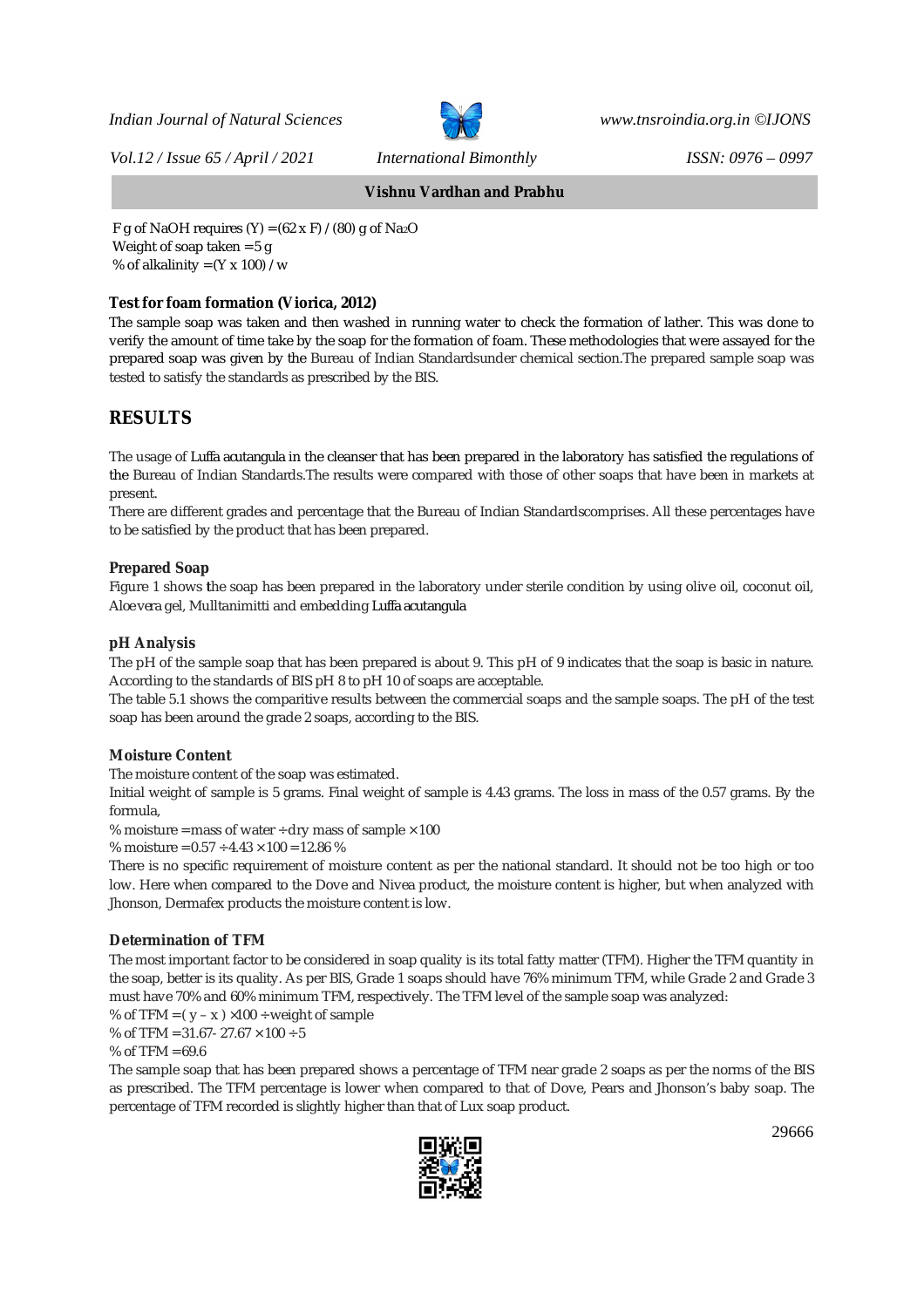F g of NaOH requires (Y) = $(62 \times F) / (80)$ g of $Na_2O$
Weight of soap taken = 5 g
% of alkalinity = $(Y \times 100) / w$

### Test for foam formation (Viorica, 2012)

The sample soap was taken and then washed in running water to check the formation of lather. This was done to verify the amount of time take by the soap for the formation of foam. These methodologies that were assayed for the prepared soap was given by the Bureau of Indian Standardsunder chemical section.The prepared sample soap was tested to satisfy the standards as prescribed by the BIS.

## RESULTS

The usage of *Luffa acutangula* in the cleanser that has been prepared in the laboratory has satisfied the regulations of the Bureau of Indian Standards.The results were compared with those of other soaps that have been in markets at present.

There are different grades and percentage that the Bureau of Indian Standardscomprises. All these percentages have to be satisfied by the product that has been prepared.

### Prepared Soap

Figure 1 shows the soap has been prepared in the laboratory under sterile condition by using olive oil, coconut oil, Aloe*vera* gel, Mulltanimitti and embedding *Luffa acutangula*

### pH Analysis

The pH of the sample soap that has been prepared is about 9. This pH of 9 indicates that the soap is basic in nature. According to the standards of BIS pH 8 to pH 10 of soaps are acceptable.

The table 5.1 shows the comparitive results between the commercial soaps and the sample soaps. The pH of the test soap has been around the grade 2 soaps, according to the BIS.

### Moisture Content

The moisture content of the soap was estimated.

Initial weight of sample is 5 grams. Final weight of sample is 4.43 grams. The loss in mass of the 0.57 grams. By the formula,

% moisture = mass of water $\div$ dry mass of sample $\times$ 100

% moisture = $0.57 \div 4.43 \times 100 = 12.86$ %

There is no specific requirement of moisture content as per the national standard. It should not be too high or too low. Here when compared to the Dove and Nivea product, the moisture content is higher, but when analyzed with Jhonson, Dermafex products the moisture content is low.

### Determination of TFM

The most important factor to be considered in soap quality is its total fatty matter (TFM). Higher the TFM quantity in the soap, better is its quality. As per BIS, Grade 1 soaps should have 76% minimum TFM, while Grade 2 and Grade 3 must have 70% and 60% minimum TFM, respectively. The TFM level of the sample soap was analyzed:

% of TFM = $(y - x) \times 100 \div$ weight of sample

% of TFM = $31.67 - 27.67 \times 100 \div 5$

% of TFM = 69.6

The sample soap that has been prepared shows a percentage of TFM near grade 2 soaps as per the norms of the BIS as prescribed. The TFM percentage is lower when compared to that of Dove, Pears and Jhonson's baby soap. The percentage of TFM recorded is slightly higher than that of Lux soap product.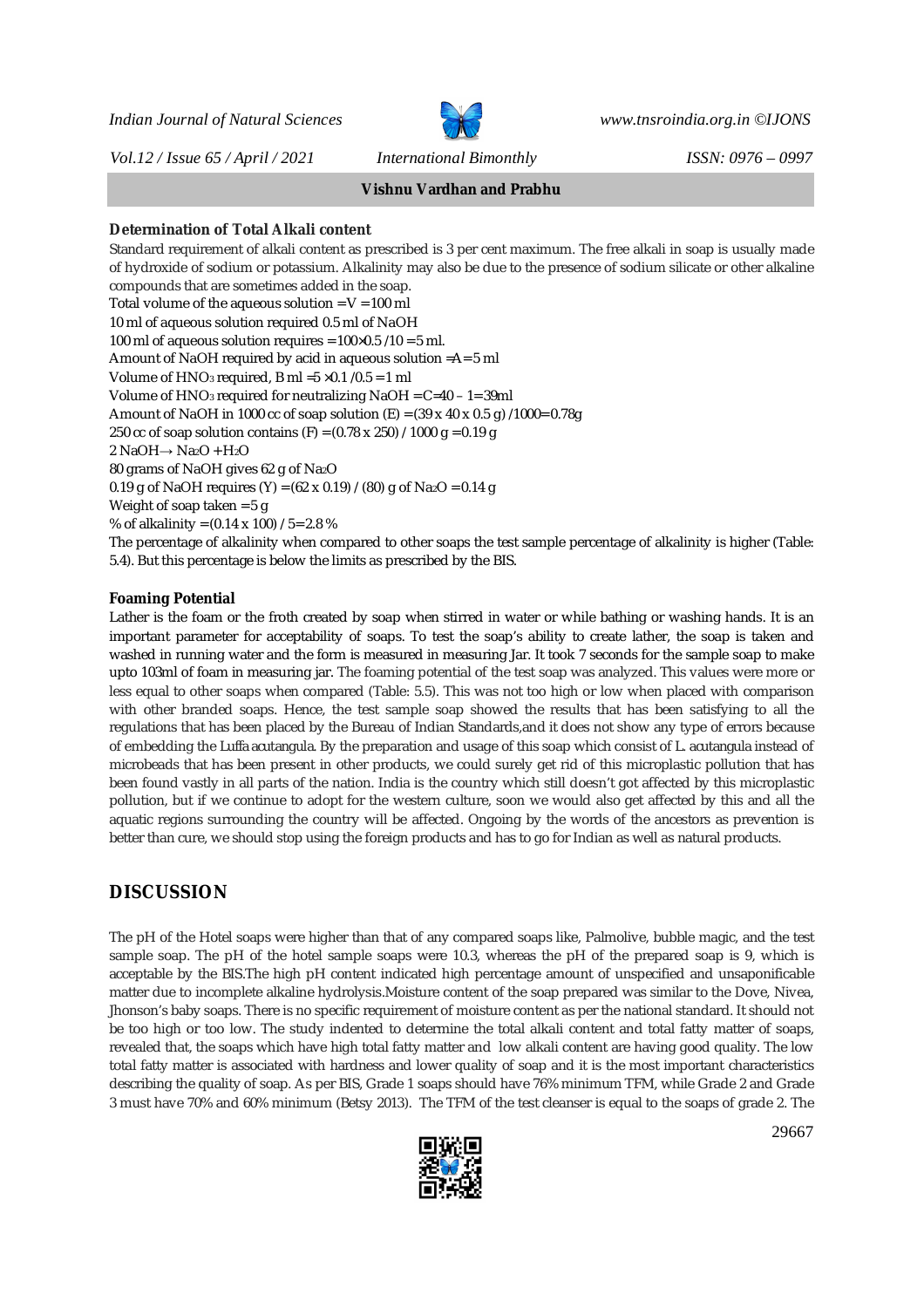### Determination of Total Alkali content

Standard requirement of alkali content as prescribed is 3 per cent maximum. The free alkali in soap is usually made of hydroxide of sodium or potassium. Alkalinity may also be due to the presence of sodium silicate or other alkaline compounds that are sometimes added in the soap.

Total volume of the aqueous solution = V = 100 ml

10 ml of aqueous solution required 0.5 ml of NaOH

100 ml of aqueous solution requires = 100×0.5 /10 = 5 ml.

Amount of NaOH required by acid in aqueous solution =A= 5 ml

Volume of $HNO_3$ required, B ml =5 ×0.1 /0.5 = 1 ml

Volume of $HNO_3$ required for neutralizing NaOH = C=40 – 1=39ml

Amount of NaOH in 1000 cc of soap solution (E) = (39 x 40 x 0.5 g) /1000= 0.78g

250 cc of soap solution contains (F) = (0.78 x 250) / 1000 g = 0.19 g

$2\ NaOH \rightarrow Na_2O + H_2O$

80 grams of NaOH gives 62 g of $Na_2O$

0.19 g of NaOH requires (Y) = (62 x 0.19) / (80) g of $Na_2O$ = 0.14 g

Weight of soap taken = 5 g

% of alkalinity = (0.14 x 100) / 5= 2.8 %

The percentage of alkalinity when compared to other soaps the test sample percentage of alkalinity is higher (Table: 5.4). But this percentage is below the limits as prescribed by the BIS.

### Foaming Potential

Lather is the foam or the froth created by soap when stirred in water or while bathing or washing hands. It is an important parameter for acceptability of soaps. To test the soap's ability to create lather, the soap is taken and washed in running water and the form is measured in measuring Jar. It took 7 seconds for the sample soap to make upto 103ml of foam in measuring jar. The foaming potential of the test soap was analyzed. This values were more or less equal to other soaps when compared (Table: 5.5). This was not too high or low when placed with comparison with other branded soaps. Hence, the test sample soap showed the results that has been satisfying to all the regulations that has been placed by the Bureau of Indian Standards,and it does not show any type of errors because of embedding the *Luffa acutangula*. By the preparation and usage of this soap which consist of *L. acutangula* instead of microbeads that has been present in other products, we could surely get rid of this microplastic pollution that has been found vastly in all parts of the nation. India is the country which still doesn't got affected by this microplastic pollution, but if we continue to adopt for the western culture, soon we would also get affected by this and all the aquatic regions surrounding the country will be affected. Ongoing by the words of the ancestors as prevention is better than cure, we should stop using the foreign products and has to go for Indian as well as natural products.

## DISCUSSION

The pH of the Hotel soaps were higher than that of any compared soaps like, Palmolive, bubble magic, and the test sample soap. The pH of the hotel sample soaps were 10.3, whereas the pH of the prepared soap is 9, which is acceptable by the BIS.The high pH content indicated high percentage amount of unspecified and unsaponificable matter due to incomplete alkaline hydrolysis.Moisture content of the soap prepared was similar to the Dove, Nivea, Jhonson's baby soaps. There is no specific requirement of moisture content as per the national standard. It should not be too high or too low. The study indented to determine the total alkali content and total fatty matter of soaps, revealed that, the soaps which have high total fatty matter and low alkali content are having good quality. The low total fatty matter is associated with hardness and lower quality of soap and it is the most important characteristics describing the quality of soap. As per BIS, Grade 1 soaps should have 76% minimum TFM, while Grade 2 and Grade 3 must have 70% and 60% minimum (Betsy 2013). The TFM of the test cleanser is equal to the soaps of grade 2. The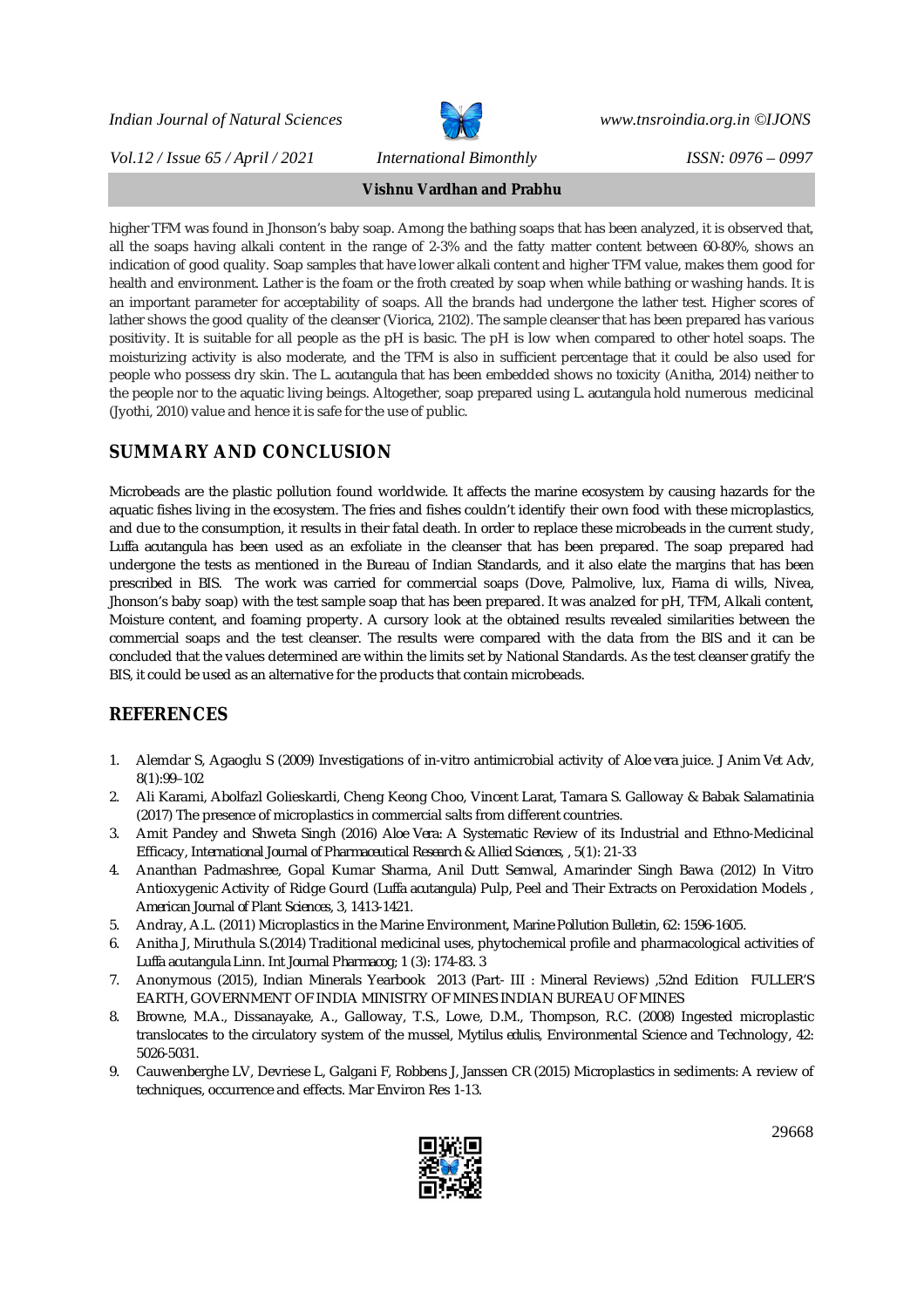higher TFM was found in Jhonson's baby soap. Among the bathing soaps that has been analyzed, it is observed that, all the soaps having alkali content in the range of 2-3% and the fatty matter content between 60-80%, shows an indication of good quality. Soap samples that have lower alkali content and higher TFM value, makes them good for health and environment. Lather is the foam or the froth created by soap when while bathing or washing hands. It is an important parameter for acceptability of soaps. All the brands had undergone the lather test. Higher scores of lather shows the good quality of the cleanser (Viorica, 2102). The sample cleanser that has been prepared has various positivity. It is suitable for all people as the pH is basic. The pH is low when compared to other hotel soaps. The moisturizing activity is also moderate, and the TFM is also in sufficient percentage that it could be also used for people who possess dry skin. The *L. acutangula* that has been embedded shows no toxicity (Anitha, 2014) neither to the people nor to the aquatic living beings. Altogether, soap prepared using *L. acutangula* hold numerous medicinal (Jyothi, 2010) value and hence it is safe for the use of public.

## SUMMARY AND CONCLUSION

Microbeads are the plastic pollution found worldwide. It affects the marine ecosystem by causing hazards for the aquatic fishes living in the ecosystem. The fries and fishes couldn't identify their own food with these microplastics, and due to the consumption, it results in their fatal death. In order to replace these microbeads in the current study, *Luffa acutangula* has been used as an exfoliate in the cleanser that has been prepared. The soap prepared had undergone the tests as mentioned in the Bureau of Indian Standards, and it also elate the margins that has been prescribed in BIS. The work was carried for commercial soaps (Dove, Palmolive, lux, Fiama di wills, Nivea, Jhonson's baby soap) with the test sample soap that has been prepared. It was analzed for pH, TFM, Alkali content, Moisture content, and foaming property. A cursory look at the obtained results revealed similarities between the commercial soaps and the test cleanser. The results were compared with the data from the BIS and it can be concluded that the values determined are within the limits set by National Standards. As the test cleanser gratify the BIS, it could be used as an alternative for the products that contain microbeads.

## REFERENCES

1. Alemdar S, Agaoglu S (2009) Investigations of in-vitro antimicrobial activity of *Aloe vera* juice. *J Anim Vet Adv*, 8(1):99–102
2. Ali Karami, Abolfazl Golieskardi, Cheng Keong Choo, Vincent Larat, Tamara S. Galloway & Babak Salamatinia (2017) The presence of microplastics in commercial salts from different countries.
3. Amit Pandey and Shweta Singh (2016) *Aloe Vera*: A Systematic Review of its Industrial and Ethno-Medicinal Efficacy, *International Journal of Pharmaceutical Research & Allied Sciences*, , 5(1): 21-33
4. Ananthan Padmashree, Gopal Kumar Sharma, Anil Dutt Semwal, Amarinder Singh Bawa (2012) In Vitro Antioxygenic Activity of Ridge Gourd (*Luffa acutangula*) Pulp, Peel and Their Extracts on Peroxidation Models , *American Journal of Plant Sciences*, 3, 1413-1421.
5. Andray, A.L. (2011) Microplastics in the Marine Environment, Marine Pollution Bulletin, 62: 1596-1605.
6. Anitha J, Miruthula S.(2014) Traditional medicinal uses, phytochemical profile and pharmacological activities of *Luffa acutangula* Linn. Int Journal Pharmacog; 1 (3): 174-83. 3
7. Anonymous (2015), Indian Minerals Yearbook 2013 (Part- III : Mineral Reviews) ,52nd Edition FULLER'S EARTH, GOVERNMENT OF INDIA MINISTRY OF MINES INDIAN BUREAU OF MINES
8. Browne, M.A., Dissanayake, A., Galloway, T.S., Lowe, D.M., Thompson, R.C. (2008) Ingested microplastic translocates to the circulatory system of the mussel, Mytilus edulis, Environmental Science and Technology, 42: 5026-5031.
9. Cauwenberghe LV, Devriese L, Galgani F, Robbens J, Janssen CR (2015) Microplastics in sediments: A review of techniques, occurrence and effects. Mar Environ Res 1-13.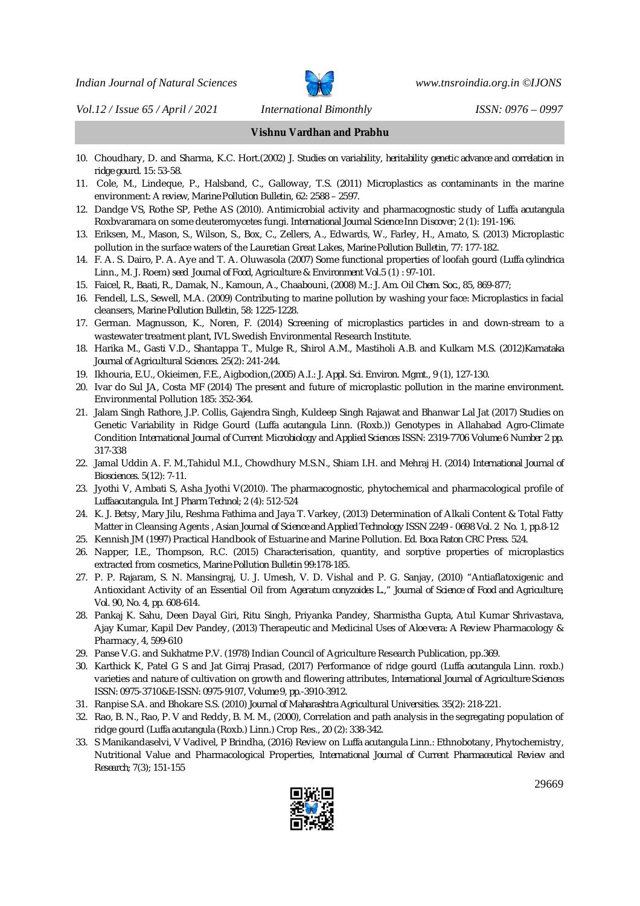10. Choudhary, D. and Sharma, K.C. Hort.(2002) J. *Studies on variability, heritability genetic advance and correlation in ridge gourd.* 15: 53-58.
11. Cole, M., Lindeque, P., Halsband, C., Galloway, T.S. (2011) Microplastics as contaminants in the marine environment: A review, *Marine Pollution Bulletin*, 62: 2588 – 2597.
12. Dandge VS, Rothe SP, Pethe AS (2010). Antimicrobial activity and pharmacognostic study of Luffa acutangula Roxbvaramara on some deuteromycetes fungi. *International Journal Science Inn Discover*; 2 (1): 191-196.
13. Eriksen, M., Mason, S., Wilson, S., Box, C., Zellers, A., Edwards, W., Farley, H., Amato, S. (2013) Microplastic pollution in the surface waters of the Lauretian Great Lakes, *Marine Pollution Bulletin*, 77: 177-182.
14. F. A. S. Dairo, P. A. Aye and T. A. Oluwasola (2007) Some functional properties of loofah gourd (*Luffa cylindrica* Linn., M. J. Roem) seed *Journal of Food, Agriculture & Environment* Vol.5 (1) : 97-101.
15. Faicel, R., Baati, R., Damak, N., Kamoun, A., Chaabouni, (2008) M.: *J. Am. Oil Chem. Soc.*, 85, 869-877;
16. Fendell, L.S., Sewell, M.A. (2009) Contributing to marine pollution by washing your face: Microplastics in facial cleansers, *Marine Pollution Bulletin*, 58: 1225-1228.
17. German. Magnusson, K., Noren, F. (2014) Screening of microplastics particles in and down-stream to a wastewater treatment plant, IVL Swedish Environmental Research Institute.
18. Harika M., Gasti V.D., Shantappa T., Mulge R., Shirol A.M., Mastiholi A.B. and Kulkarn M.S. (2012)*Karnataka Journal of Agricultural Sciences.* 25(2): 241-244.
19. Ikhouria, E.U., Okieimen, F.E., Aigbodion,(2005) A.I.: *J. Appl. Sci. Environ. Mgmt.*, 9 (1), 127-130.
20. Ivar do Sul JA, Costa MF (2014) The present and future of microplastic pollution in the marine environment. Environmental Pollution 185: 352-364.
21. Jalam Singh Rathore, J.P. Collis, Gajendra Singh, Kuldeep Singh Rajawat and Bhanwar Lal Jat (2017) Studies on Genetic Variability in Ridge Gourd (*Luffa acutangula* Linn. (Roxb.)) Genotypes in Allahabad Agro-Climate Condition *International Journal of Current Microbiology and Applied Sciences* ISSN: 2319-7706 Volume 6 Number 2 pp. 317-338
22. Jamal Uddin A. F. M.,Tahidul M.I., Chowdhury M.S.N., Shiam I.H. and Mehraj H. (2014) *International Journal of Biosciences.* 5(12): 7-11.
23. Jyothi V, Ambati S, Asha Jyothi V(2010). The pharmacognostic, phytochemical and pharmacological profile of *Luffaacutangula*. *Int J Pharm Technol*; 2 (4): 512-524
24. K. J. Betsy, Mary Jilu, Reshma Fathima and Jaya T. Varkey, (2013) Determination of Alkali Content & Total Fatty Matter in Cleansing Agents , *Asian Journal of Science and Applied Technology* ISSN 2249 - 0698 Vol. 2 No. 1, pp.8-12
25. Kennish JM (1997) Practical Handbook of Estuarine and Marine Pollution. Ed. Boca Raton CRC Press. 524.
26. Napper, I.E., Thompson, R.C. (2015) Characterisation, quantity, and sorptive properties of microplastics extracted from cosmetics, *Marine Pollution Bulletin* 99:178-185.
27. P. P. Rajaram, S. N. Mansingraj, U. J. Umesh, V. D. Vishal and P. G. Sanjay, (2010) "Antiaflatoxigenic and Antioxidant Activity of an Essential Oil from *Ageratum conyzoides* L.," *Journal of Science of Food and Agriculture*, Vol. 90, No. 4, pp. 608-614.
28. Pankaj K. Sahu, Deen Dayal Giri, Ritu Singh, Priyanka Pandey, Sharmistha Gupta, Atul Kumar Shrivastava, Ajay Kumar, Kapil Dev Pandey, (2013) Therapeutic and Medicinal Uses of *Aloe vera*: A Review Pharmacology & Pharmacy, 4, 599-610
29. Panse V.G. and Sukhatme P.V. (1978) Indian Council of Agriculture Research Publication, pp.369.
30. Karthick K, Patel G S and Jat Girraj Prasad, (2017) Performance of ridge gourd (*Luffa acutangula* Linn. roxb.) varieties and nature of cultivation on growth and flowering attributes, *International Journal of Agriculture Sciences* ISSN: 0975-3710&E-ISSN: 0975-9107, Volume 9, pp.-3910-3912.
31. Ranpise S.A. and Bhokare S.S. (2010) *Journal of Maharashtra Agricultural Universities.* 35(2): 218-221.
32. Rao, B. N., Rao, P. V and Reddy, B. M. M., (2000), Correlation and path analysis in the segregating population of ridge gourd (*Luffa acutangula* (Roxb.) Linn.) *Crop Res.*, 20 (2): 338-342.
33. S Manikandaselvi, V Vadivel, P Brindha, (2016) Review on *Luffa acutangula* Linn.: Ethnobotany, Phytochemistry, Nutritional Value and Pharmacological Properties, *International Journal of Current Pharmaceutical Review and Research*; 7(3); 151-155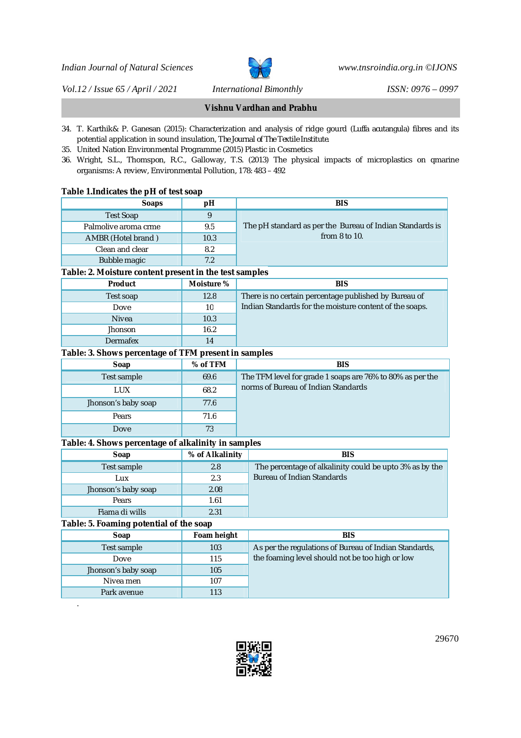34. T. Karthik& P. Ganesan (2015): Characterization and analysis of ridge gourd (Luffa acutangula) fibres and its potential application in sound insulation, The Journal of The Textile Institute.
35. United Nation Environmental Programme (2015) Plastic in Cosmetics
36. Wright, S.L., Thomspon, R.C., Galloway, T.S. (2013) The physical impacts of microplastics on qmarine organisms: A review, Environmental Pollution, 178: 483 – 492

**Table 1.Indicates the pH of test soap**

| Soaps | pH | BIS |
|---|---|---|
| Test Soap | 9 | The pH standard as per the Bureau of Indian Standards is from 8 to 10. |
| Palmolive aroma crme | 9.5 | |
| AMBR (Hotel brand ) | 10.3 | |
| Clean and clear | 8.2 | |
| Bubble magic | 7.2 | |

**Table: 2. Moisture content present in the test samples**

| Product | Moisture % | BIS |
|---|---|---|
| Test soap | 12.8 | There is no certain percentage published by Bureau of Indian Standards for the moisture content of the soaps. |
| Dove | 10 | |
| Nivea | 10.3 | |
| Jhonson | 16.2 | |
| Dermafex | 14 | |

**Table: 3. Shows percentage of TFM present in samples**

| Soap | % of TFM | BIS |
|---|---|---|
| Test sample | 69.6 | The TFM level for grade 1 soaps are 76% to 80% as per the norms of Bureau of Indian Standards |
| LUX | 68.2 | |
| Jhonson's baby soap | 77.6 | |
| Pears | 71.6 | |
| Dove | 73 | |

**Table: 4. Shows percentage of alkalinity in samples**

| Soap | % of Alkalinity | BIS |
|---|---|---|
| Test sample | 2.8 | The percentage of alkalinity could be upto 3% as by the Bureau of Indian Standards |
| Lux | 2.3 | |
| Jhonson's baby soap | 2.08 | |
| Pears | 1.61 | |
| Fiama di wills | 2.31 | |

**Table: 5. Foaming potential of the soap**

| Soap | Foam height | BIS |
|---|---|---|
| Test sample | 103 | As per the regulations of Bureau of Indian Standards, the foaming level should not be too high or low |
| Dove | 115 | |
| Jhonson's baby soap | 105 | |
| Nivea men | 107 | |
| Park avenue | 113 | |